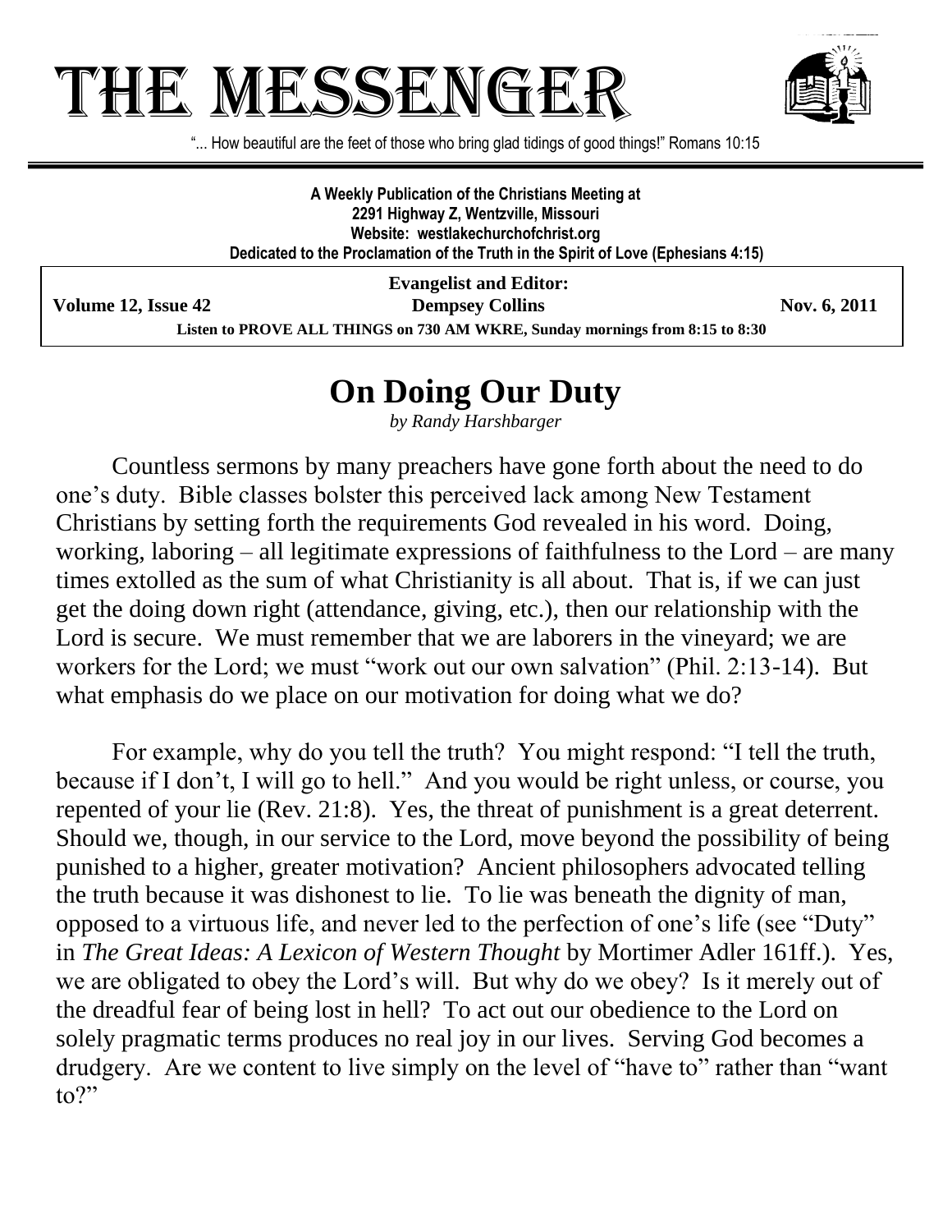# THE MESSENGER

"... How beautiful are the feet of those who bring glad tidings of good things!" Romans 10:15

**A Weekly Publication of the Christians Meeting at**
**2291 Highway Z, Wentzville, Missouri**
**Website: westlakechurchofchrist.org**
**Dedicated to the Proclamation of the Truth in the Spirit of Love (Ephesians 4:15)**

**Evangelist and Editor:**
**Dempsey Collins**

**Volume 12, Issue 42** — **Nov. 6, 2011**

**Listen to PROVE ALL THINGS on 730 AM WKRE, Sunday mornings from 8:15 to 8:30**

## On Doing Our Duty

*by Randy Harshbarger*

Countless sermons by many preachers have gone forth about the need to do one's duty. Bible classes bolster this perceived lack among New Testament Christians by setting forth the requirements God revealed in his word. Doing, working, laboring – all legitimate expressions of faithfulness to the Lord – are many times extolled as the sum of what Christianity is all about. That is, if we can just get the doing down right (attendance, giving, etc.), then our relationship with the Lord is secure. We must remember that we are laborers in the vineyard; we are workers for the Lord; we must "work out our own salvation" (Phil. 2:13-14). But what emphasis do we place on our motivation for doing what we do?

For example, why do you tell the truth? You might respond: "I tell the truth, because if I don't, I will go to hell." And you would be right unless, or course, you repented of your lie (Rev. 21:8). Yes, the threat of punishment is a great deterrent. Should we, though, in our service to the Lord, move beyond the possibility of being punished to a higher, greater motivation? Ancient philosophers advocated telling the truth because it was dishonest to lie. To lie was beneath the dignity of man, opposed to a virtuous life, and never led to the perfection of one's life (see "Duty" in *The Great Ideas: A Lexicon of Western Thought* by Mortimer Adler 161ff.). Yes, we are obligated to obey the Lord's will. But why do we obey? Is it merely out of the dreadful fear of being lost in hell? To act out our obedience to the Lord on solely pragmatic terms produces no real joy in our lives. Serving God becomes a drudgery. Are we content to live simply on the level of "have to" rather than "want to?"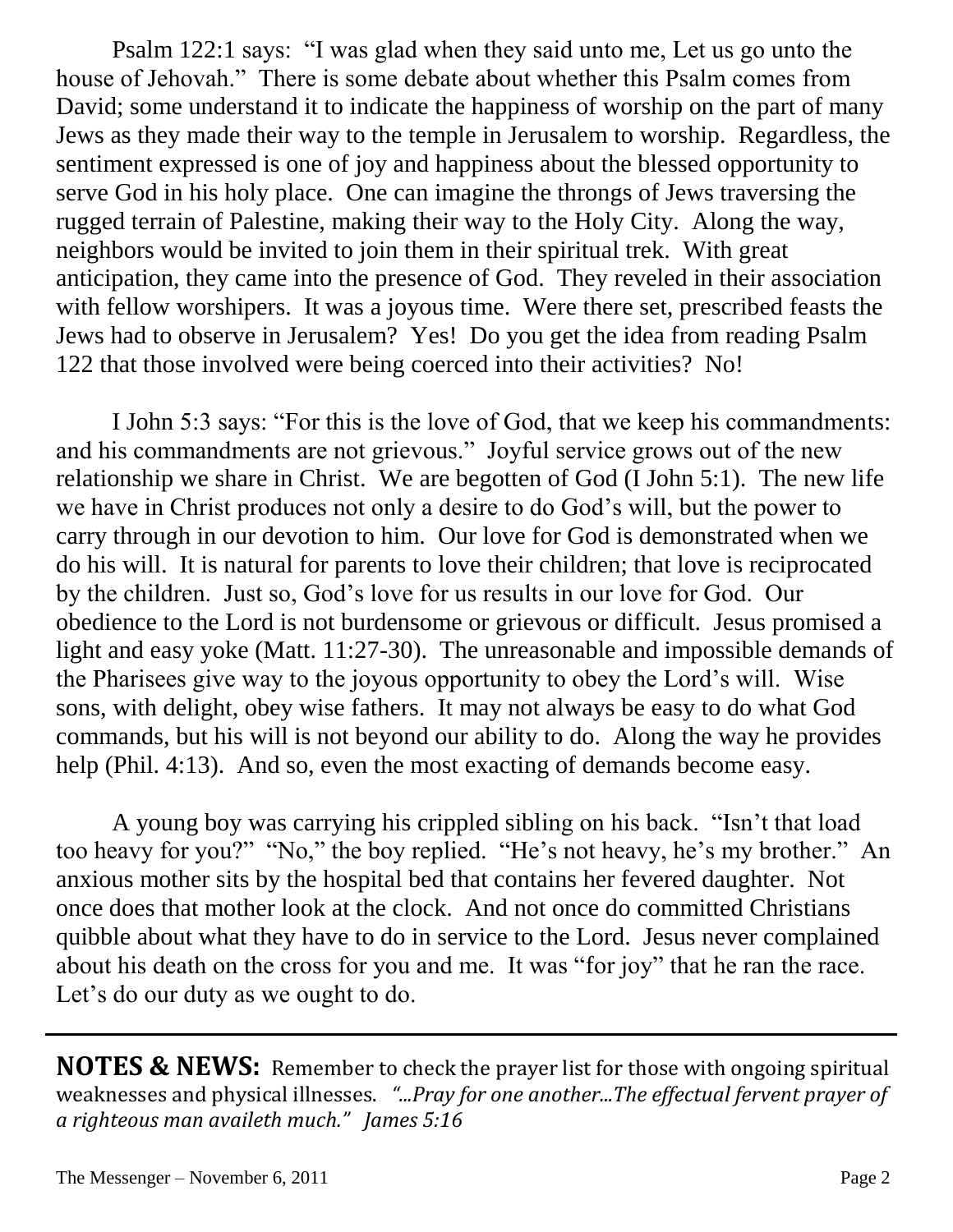Psalm 122:1 says: "I was glad when they said unto me, Let us go unto the house of Jehovah." There is some debate about whether this Psalm comes from David; some understand it to indicate the happiness of worship on the part of many Jews as they made their way to the temple in Jerusalem to worship. Regardless, the sentiment expressed is one of joy and happiness about the blessed opportunity to serve God in his holy place. One can imagine the throngs of Jews traversing the rugged terrain of Palestine, making their way to the Holy City. Along the way, neighbors would be invited to join them in their spiritual trek. With great anticipation, they came into the presence of God. They reveled in their association with fellow worshipers. It was a joyous time. Were there set, prescribed feasts the Jews had to observe in Jerusalem? Yes! Do you get the idea from reading Psalm 122 that those involved were being coerced into their activities? No!

I John 5:3 says: "For this is the love of God, that we keep his commandments: and his commandments are not grievous." Joyful service grows out of the new relationship we share in Christ. We are begotten of God (I John 5:1). The new life we have in Christ produces not only a desire to do God's will, but the power to carry through in our devotion to him. Our love for God is demonstrated when we do his will. It is natural for parents to love their children; that love is reciprocated by the children. Just so, God's love for us results in our love for God. Our obedience to the Lord is not burdensome or grievous or difficult. Jesus promised a light and easy yoke (Matt. 11:27-30). The unreasonable and impossible demands of the Pharisees give way to the joyous opportunity to obey the Lord's will. Wise sons, with delight, obey wise fathers. It may not always be easy to do what God commands, but his will is not beyond our ability to do. Along the way he provides help (Phil. 4:13). And so, even the most exacting of demands become easy.

A young boy was carrying his crippled sibling on his back. "Isn't that load too heavy for you?" "No," the boy replied. "He's not heavy, he's my brother." An anxious mother sits by the hospital bed that contains her fevered daughter. Not once does that mother look at the clock. And not once do committed Christians quibble about what they have to do in service to the Lord. Jesus never complained about his death on the cross for you and me. It was "for joy" that he ran the race. Let's do our duty as we ought to do.

---

**NOTES & NEWS:** Remember to check the prayer list for those with ongoing spiritual weaknesses and physical illnesses. *"…Pray for one another…The effectual fervent prayer of a righteous man availeth much." James 5:16*